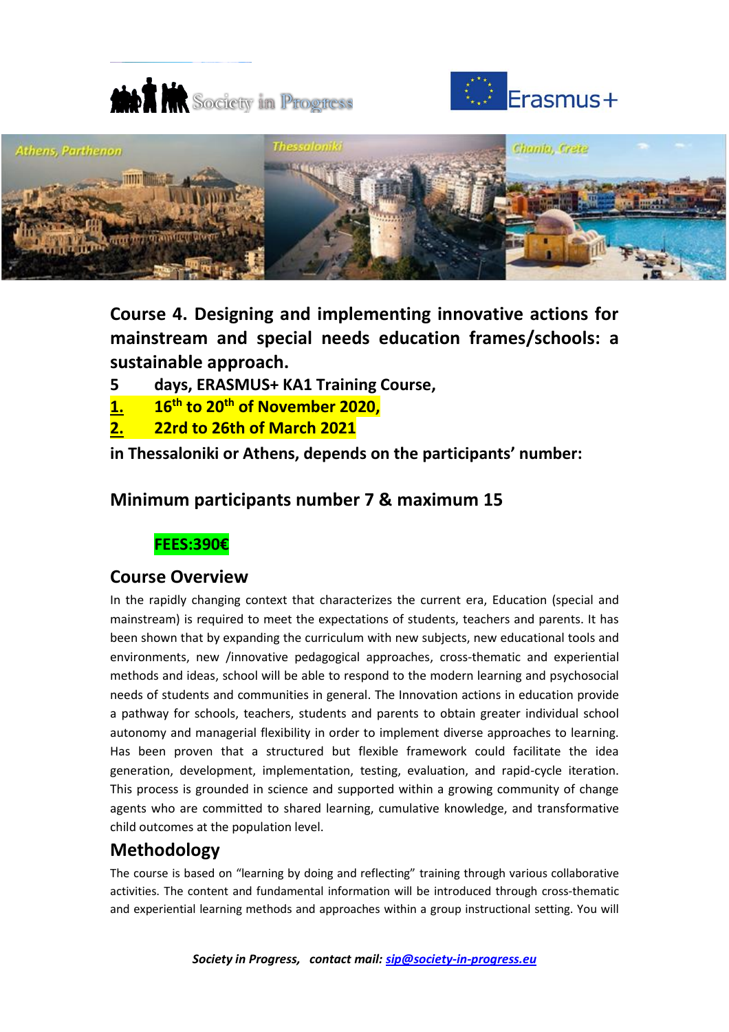## Course 4. Designing and implementing innovative actions for mainstream and special needs education frames/schools: a sustainable approach.

**5 days, ERASMUS+ KA1 Training Course,**

1. **16th to 20th of November 2020,**
2. **22rd to 26th of March 2021**

**in Thessaloniki or Athens, depends on the participants' number:**

### Minimum participants number 7 & maximum 15

**FEES:390€**

### Course Overview

In the rapidly changing context that characterizes the current era, Education (special and mainstream) is required to meet the expectations of students, teachers and parents. It has been shown that by expanding the curriculum with new subjects, new educational tools and environments, new /innovative pedagogical approaches, cross-thematic and experiential methods and ideas, school will be able to respond to the modern learning and psychosocial needs of students and communities in general. The Innovation actions in education provide a pathway for schools, teachers, students and parents to obtain greater individual school autonomy and managerial flexibility in order to implement diverse approaches to learning. Has been proven that a structured but flexible framework could facilitate the idea generation, development, implementation, testing, evaluation, and rapid-cycle iteration. This process is grounded in science and supported within a growing community of change agents who are committed to shared learning, cumulative knowledge, and transformative child outcomes at the population level.

### Methodology

The course is based on "learning by doing and reflecting" training through various collaborative activities. The content and fundamental information will be introduced through cross-thematic and experiential learning methods and approaches within a group instructional setting. You will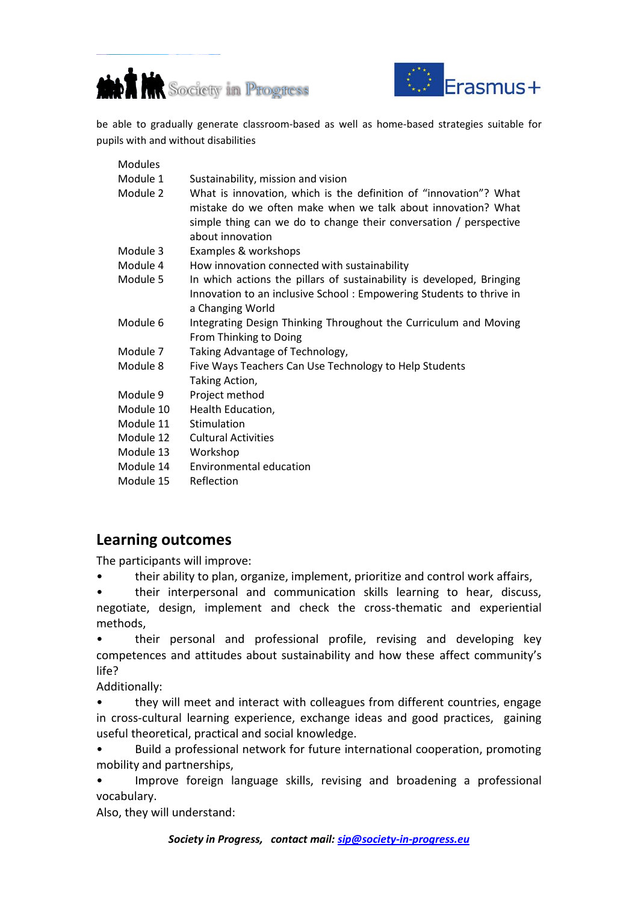be able to gradually generate classroom-based as well as home-based strategies suitable for pupils with and without disabilities

| Modules | |
|---|---|
| Module 1 | Sustainability, mission and vision |
| Module 2 | What is innovation, which is the definition of “innovation”? What mistake do we often make when we talk about innovation? What simple thing can we do to change their conversation / perspective about innovation |
| Module 3 | Examples & workshops |
| Module 4 | How innovation connected with sustainability |
| Module 5 | In which actions the pillars of sustainability is developed, Bringing Innovation to an inclusive School : Empowering Students to thrive in a Changing World |
| Module 6 | Integrating Design Thinking Throughout the Curriculum and Moving From Thinking to Doing |
| Module 7 | Taking Advantage of Technology, |
| Module 8 | Five Ways Teachers Can Use Technology to Help Students Taking Action, |
| Module 9 | Project method |
| Module 10 | Health Education, |
| Module 11 | Stimulation |
| Module 12 | Cultural Activities |
| Module 13 | Workshop |
| Module 14 | Environmental education |
| Module 15 | Reflection |

## Learning outcomes

The participants will improve:

- their ability to plan, organize, implement, prioritize and control work affairs,
- their interpersonal and communication skills learning to hear, discuss, negotiate, design, implement and check the cross-thematic and experiential methods,
- their personal and professional profile, revising and developing key competences and attitudes about sustainability and how these affect community's life?

Additionally:

- they will meet and interact with colleagues from different countries, engage in cross-cultural learning experience, exchange ideas and good practices, gaining useful theoretical, practical and social knowledge.
- Build a professional network for future international cooperation, promoting mobility and partnerships,
- Improve foreign language skills, revising and broadening a professional vocabulary.

Also, they will understand: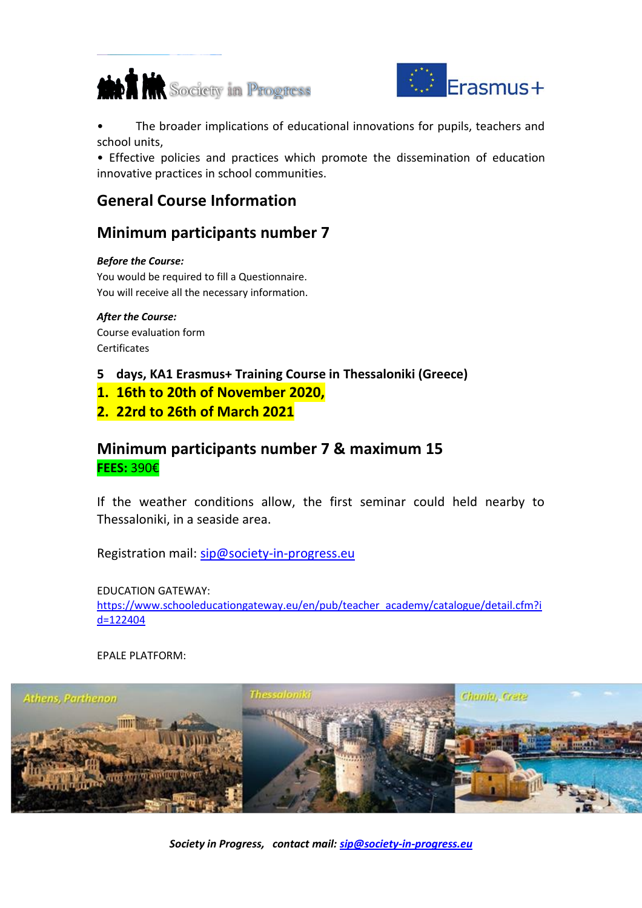- The broader implications of educational innovations for pupils, teachers and school units,
- Effective policies and practices which promote the dissemination of education innovative practices in school communities.

## General Course Information

## Minimum participants number 7

***Before the Course:***
You would be required to fill a Questionnaire.
You will receive all the necessary information.

***After the Course:***
Course evaluation form
Certificates

**5 days, KA1 Erasmus+ Training Course in Thessaloniki (Greece)**

1. **16th to 20th of November 2020,**
2. **22rd to 26th of March 2021**

## Minimum participants number 7 & maximum 15

**FEES:** 390€

If the weather conditions allow, the first seminar could held nearby to Thessaloniki, in a seaside area.

Registration mail: sip@society-in-progress.eu

EDUCATION GATEWAY:
https://www.schooleducationgateway.eu/en/pub/teacher_academy/catalogue/detail.cfm?id=122404

EPALE PLATFORM:

Athens, Parthenon

Thessaloniki

Chania, Crete

***Society in Progress, contact mail: sip@society-in-progress.eu***